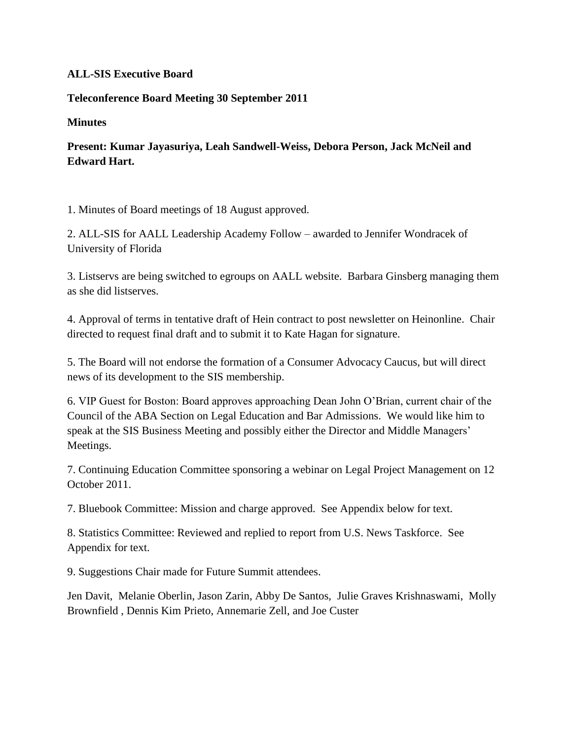**ALL-SIS Executive Board**

**Teleconference Board Meeting 30 September 2011**

**Minutes**

**Present: Kumar Jayasuriya, Leah Sandwell-Weiss, Debora Person, Jack McNeil and Edward Hart.**

1. Minutes of Board meetings of 18 August approved.

2. ALL-SIS for AALL Leadership Academy Follow – awarded to Jennifer Wondracek of University of Florida

3. Listservs are being switched to egroups on AALL website. Barbara Ginsberg managing them as she did listserves.

4. Approval of terms in tentative draft of Hein contract to post newsletter on Heinonline. Chair directed to request final draft and to submit it to Kate Hagan for signature.

5. The Board will not endorse the formation of a Consumer Advocacy Caucus, but will direct news of its development to the SIS membership.

6. VIP Guest for Boston: Board approves approaching Dean John O'Brian, current chair of the Council of the ABA Section on Legal Education and Bar Admissions. We would like him to speak at the SIS Business Meeting and possibly either the Director and Middle Managers' Meetings.

7. Continuing Education Committee sponsoring a webinar on Legal Project Management on 12 October 2011.

7. Bluebook Committee: Mission and charge approved. See Appendix below for text.

8. Statistics Committee: Reviewed and replied to report from U.S. News Taskforce. See Appendix for text.

9. Suggestions Chair made for Future Summit attendees.

Jen Davit, Melanie Oberlin, Jason Zarin, Abby De Santos, Julie Graves Krishnaswami, Molly Brownfield , Dennis Kim Prieto, Annemarie Zell, and Joe Custer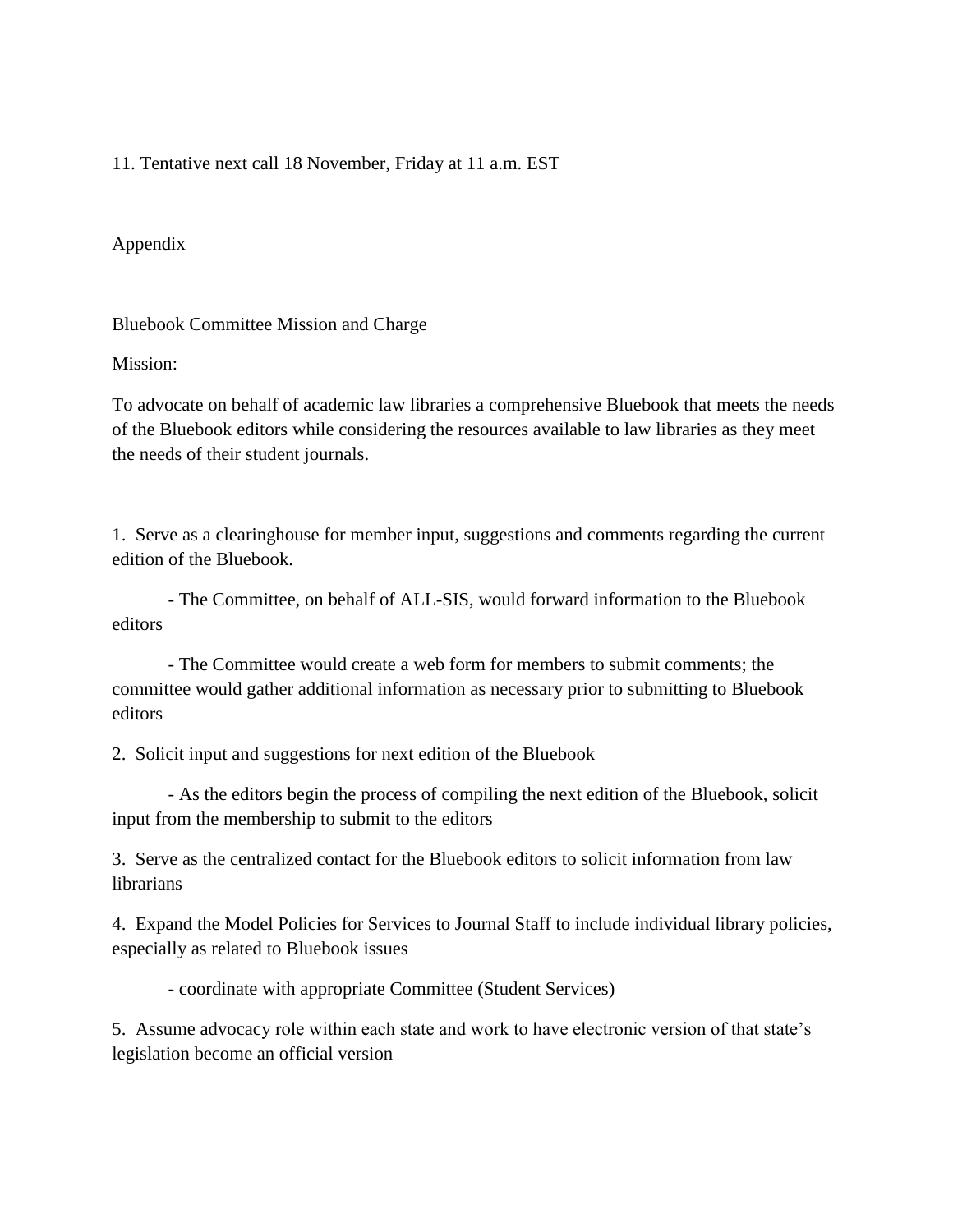11. Tentative next call 18 November, Friday at 11 a.m. EST

Appendix

Bluebook Committee Mission and Charge

Mission:

To advocate on behalf of academic law libraries a comprehensive Bluebook that meets the needs of the Bluebook editors while considering the resources available to law libraries as they meet the needs of their student journals.

1. Serve as a clearinghouse for member input, suggestions and comments regarding the current edition of the Bluebook.

    - The Committee, on behalf of ALL-SIS, would forward information to the Bluebook editors

    - The Committee would create a web form for members to submit comments; the committee would gather additional information as necessary prior to submitting to Bluebook editors

2. Solicit input and suggestions for next edition of the Bluebook

    - As the editors begin the process of compiling the next edition of the Bluebook, solicit input from the membership to submit to the editors

3. Serve as the centralized contact for the Bluebook editors to solicit information from law librarians

4. Expand the Model Policies for Services to Journal Staff to include individual library policies, especially as related to Bluebook issues

    - coordinate with appropriate Committee (Student Services)

5. Assume advocacy role within each state and work to have electronic version of that state's legislation become an official version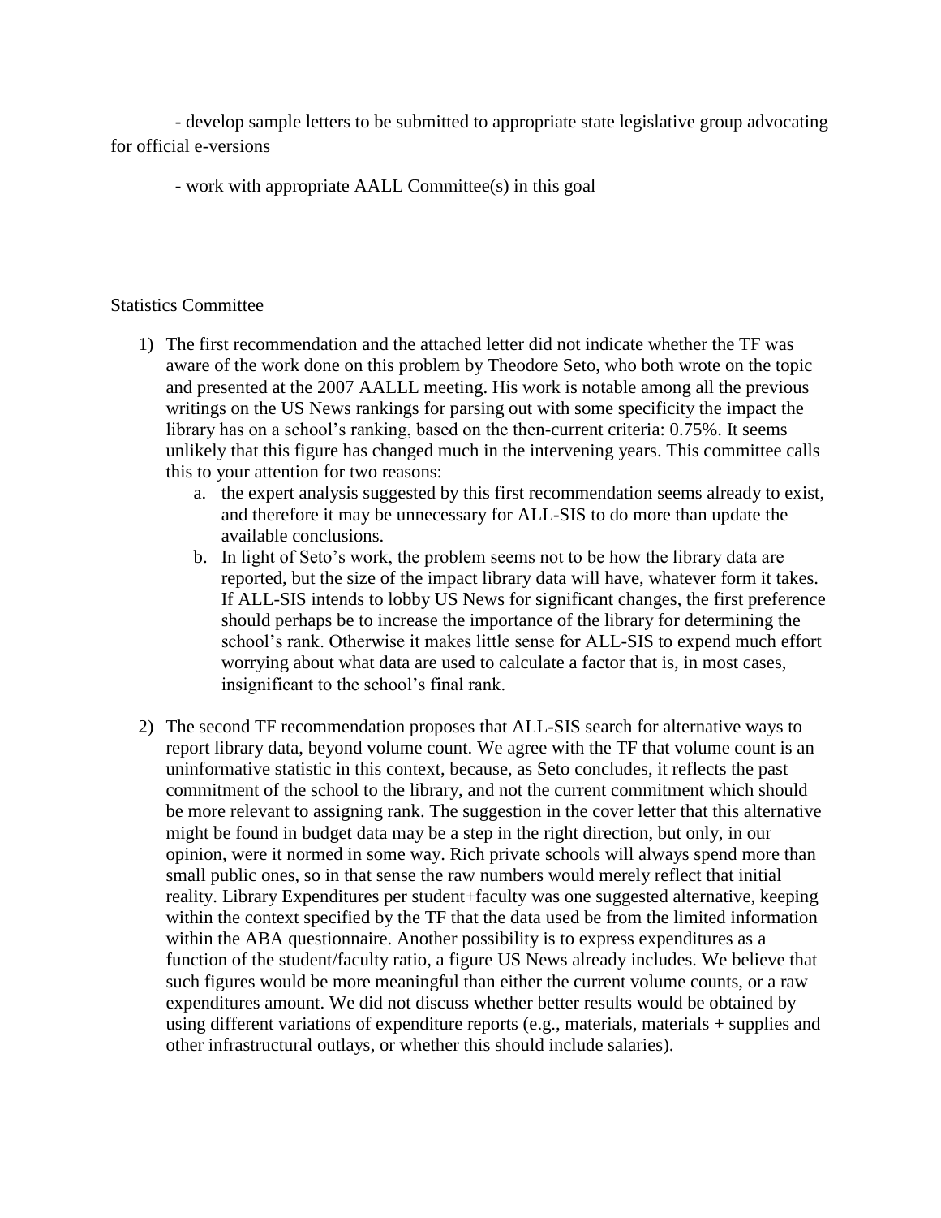- develop sample letters to be submitted to appropriate state legislative group advocating for official e-versions

- work with appropriate AALL Committee(s) in this goal

Statistics Committee

1) The first recommendation and the attached letter did not indicate whether the TF was aware of the work done on this problem by Theodore Seto, who both wrote on the topic and presented at the 2007 AALLL meeting. His work is notable among all the previous writings on the US News rankings for parsing out with some specificity the impact the library has on a school's ranking, based on the then-current criteria: 0.75%. It seems unlikely that this figure has changed much in the intervening years. This committee calls this to your attention for two reasons:
   a. the expert analysis suggested by this first recommendation seems already to exist, and therefore it may be unnecessary for ALL-SIS to do more than update the available conclusions.
   b. In light of Seto's work, the problem seems not to be how the library data are reported, but the size of the impact library data will have, whatever form it takes. If ALL-SIS intends to lobby US News for significant changes, the first preference should perhaps be to increase the importance of the library for determining the school's rank. Otherwise it makes little sense for ALL-SIS to expend much effort worrying about what data are used to calculate a factor that is, in most cases, insignificant to the school's final rank.

2) The second TF recommendation proposes that ALL-SIS search for alternative ways to report library data, beyond volume count. We agree with the TF that volume count is an uninformative statistic in this context, because, as Seto concludes, it reflects the past commitment of the school to the library, and not the current commitment which should be more relevant to assigning rank. The suggestion in the cover letter that this alternative might be found in budget data may be a step in the right direction, but only, in our opinion, were it normed in some way. Rich private schools will always spend more than small public ones, so in that sense the raw numbers would merely reflect that initial reality. Library Expenditures per student+faculty was one suggested alternative, keeping within the context specified by the TF that the data used be from the limited information within the ABA questionnaire. Another possibility is to express expenditures as a function of the student/faculty ratio, a figure US News already includes. We believe that such figures would be more meaningful than either the current volume counts, or a raw expenditures amount. We did not discuss whether better results would be obtained by using different variations of expenditure reports (e.g., materials, materials + supplies and other infrastructural outlays, or whether this should include salaries).